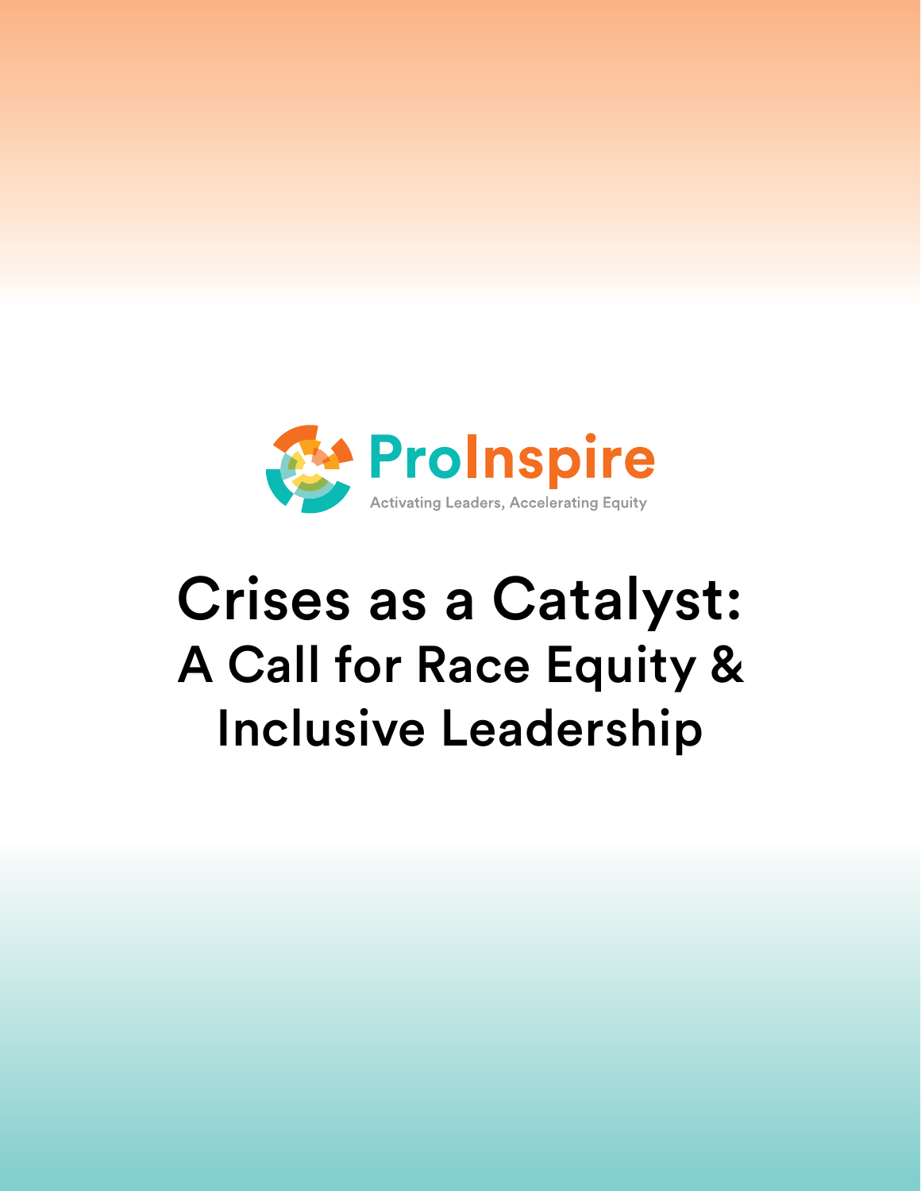ProInspire

Activating Leaders, Accelerating Equity

# Crises as a Catalyst:

## A Call for Race Equity & Inclusive Leadership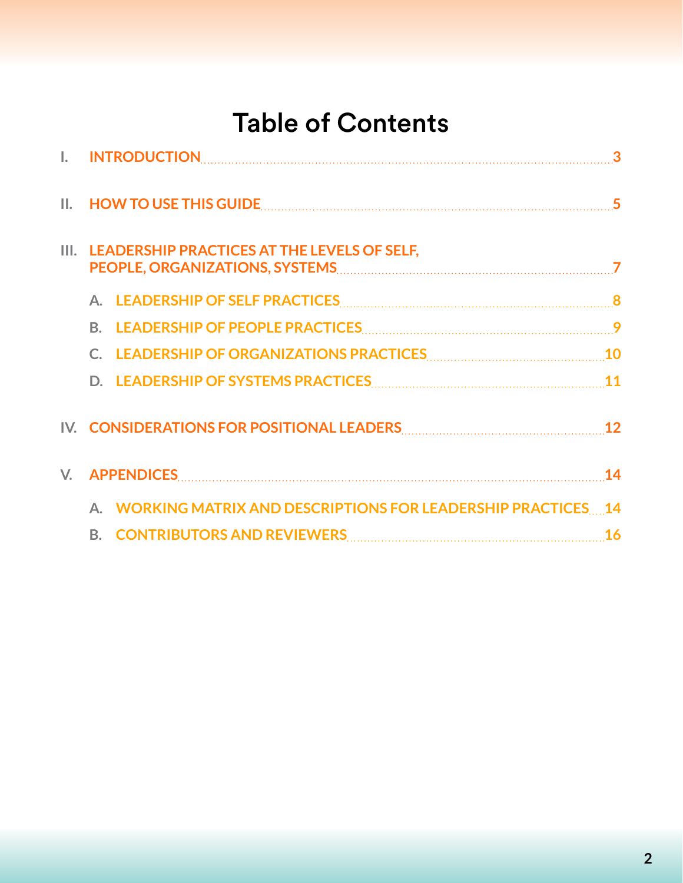# Table of Contents

I. INTRODUCTION ........ 3

II. HOW TO USE THIS GUIDE ........ 5

III. LEADERSHIP PRACTICES AT THE LEVELS OF SELF, PEOPLE, ORGANIZATIONS, SYSTEMS ........ 7

- A. LEADERSHIP OF SELF PRACTICES ........ 8
- B. LEADERSHIP OF PEOPLE PRACTICES ........ 9
- C. LEADERSHIP OF ORGANIZATIONS PRACTICES ........ 10
- D. LEADERSHIP OF SYSTEMS PRACTICES ........ 11

IV. CONSIDERATIONS FOR POSITIONAL LEADERS ........ 12

V. APPENDICES ........ 14

- A. WORKING MATRIX AND DESCRIPTIONS FOR LEADERSHIP PRACTICES ........ 14
- B. CONTRIBUTORS AND REVIEWERS ........ 16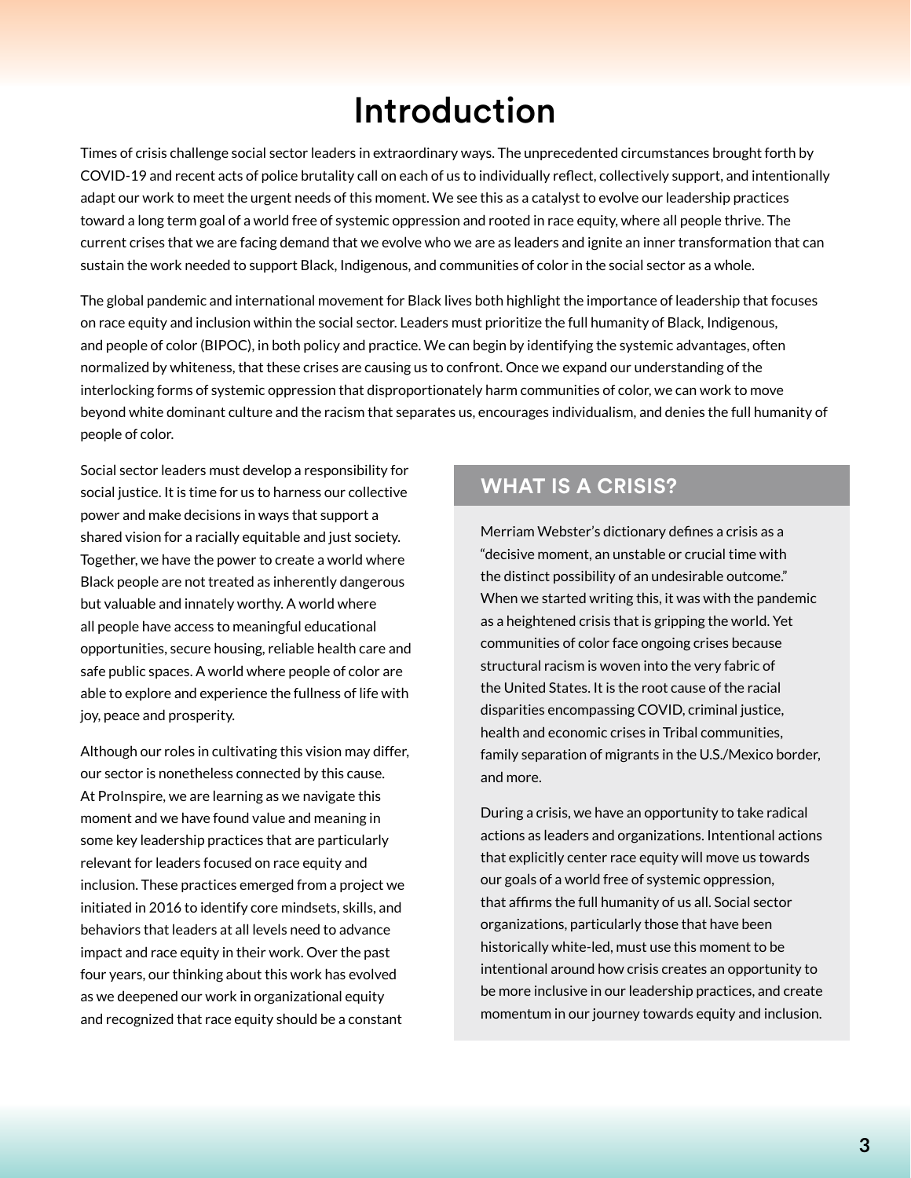# Introduction

Times of crisis challenge social sector leaders in extraordinary ways. The unprecedented circumstances brought forth by COVID-19 and recent acts of police brutality call on each of us to individually reflect, collectively support, and intentionally adapt our work to meet the urgent needs of this moment. We see this as a catalyst to evolve our leadership practices toward a long term goal of a world free of systemic oppression and rooted in race equity, where all people thrive. The current crises that we are facing demand that we evolve who we are as leaders and ignite an inner transformation that can sustain the work needed to support Black, Indigenous, and communities of color in the social sector as a whole.

The global pandemic and international movement for Black lives both highlight the importance of leadership that focuses on race equity and inclusion within the social sector. Leaders must prioritize the full humanity of Black, Indigenous, and people of color (BIPOC), in both policy and practice. We can begin by identifying the systemic advantages, often normalized by whiteness, that these crises are causing us to confront. Once we expand our understanding of the interlocking forms of systemic oppression that disproportionately harm communities of color, we can work to move beyond white dominant culture and the racism that separates us, encourages individualism, and denies the full humanity of people of color.

Social sector leaders must develop a responsibility for social justice. It is time for us to harness our collective power and make decisions in ways that support a shared vision for a racially equitable and just society. Together, we have the power to create a world where Black people are not treated as inherently dangerous but valuable and innately worthy. A world where all people have access to meaningful educational opportunities, secure housing, reliable health care and safe public spaces. A world where people of color are able to explore and experience the fullness of life with joy, peace and prosperity.

Although our roles in cultivating this vision may differ, our sector is nonetheless connected by this cause. At ProInspire, we are learning as we navigate this moment and we have found value and meaning in some key leadership practices that are particularly relevant for leaders focused on race equity and inclusion. These practices emerged from a project we initiated in 2016 to identify core mindsets, skills, and behaviors that leaders at all levels need to advance impact and race equity in their work. Over the past four years, our thinking about this work has evolved as we deepened our work in organizational equity and recognized that race equity should be a constant

## WHAT IS A CRISIS?

Merriam Webster's dictionary defines a crisis as a "decisive moment, an unstable or crucial time with the distinct possibility of an undesirable outcome." When we started writing this, it was with the pandemic as a heightened crisis that is gripping the world. Yet communities of color face ongoing crises because structural racism is woven into the very fabric of the United States. It is the root cause of the racial disparities encompassing COVID, criminal justice, health and economic crises in Tribal communities, family separation of migrants in the U.S./Mexico border, and more.

During a crisis, we have an opportunity to take radical actions as leaders and organizations. Intentional actions that explicitly center race equity will move us towards our goals of a world free of systemic oppression, that affirms the full humanity of us all. Social sector organizations, particularly those that have been historically white-led, must use this moment to be intentional around how crisis creates an opportunity to be more inclusive in our leadership practices, and create momentum in our journey towards equity and inclusion.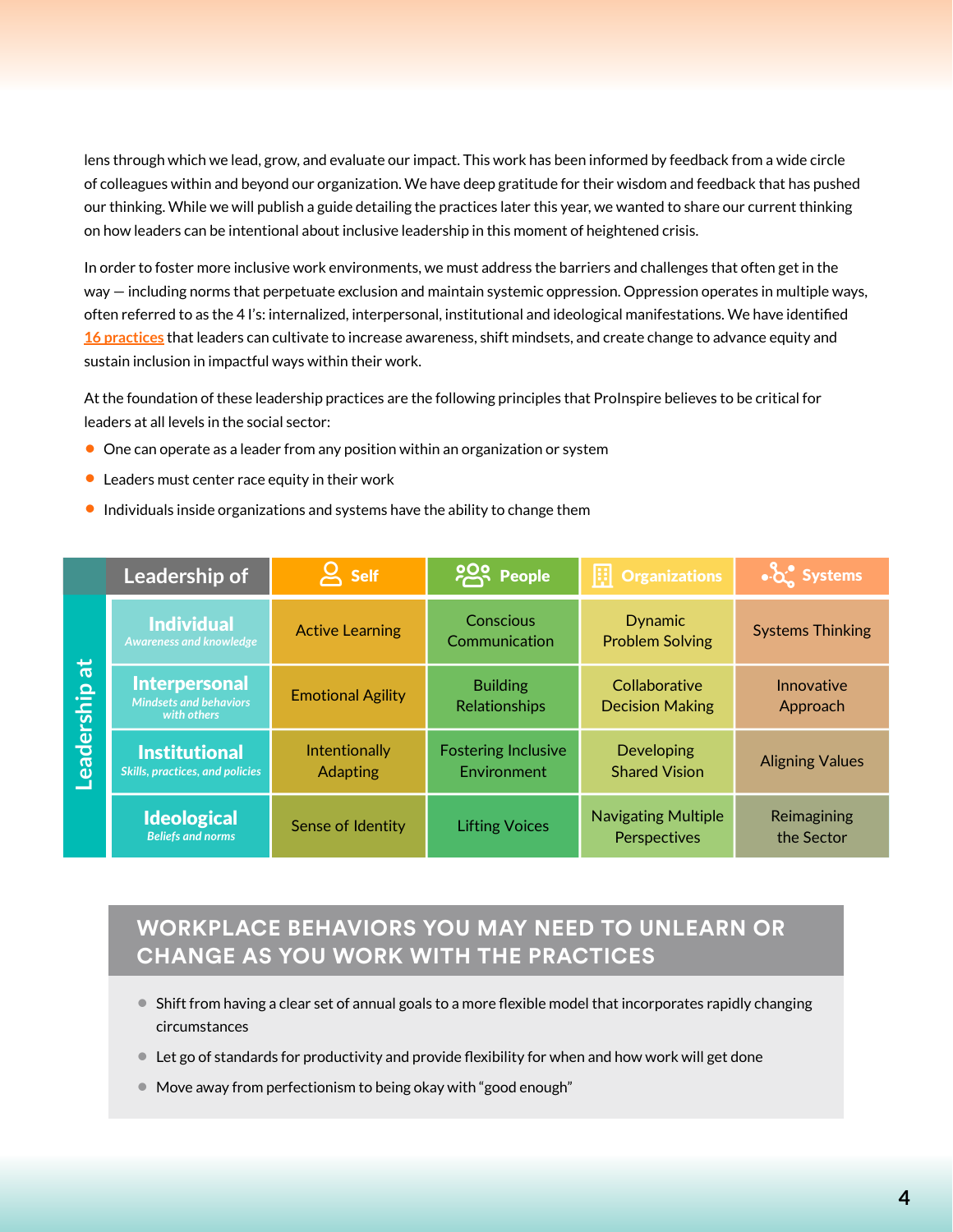lens through which we lead, grow, and evaluate our impact. This work has been informed by feedback from a wide circle of colleagues within and beyond our organization. We have deep gratitude for their wisdom and feedback that has pushed our thinking. While we will publish a guide detailing the practices later this year, we wanted to share our current thinking on how leaders can be intentional about inclusive leadership in this moment of heightened crisis.

In order to foster more inclusive work environments, we must address the barriers and challenges that often get in the way — including norms that perpetuate exclusion and maintain systemic oppression. Oppression operates in multiple ways, often referred to as the 4 I's: internalized, interpersonal, institutional and ideological manifestations. We have identified 16 practices that leaders can cultivate to increase awareness, shift mindsets, and create change to advance equity and sustain inclusion in impactful ways within their work.

At the foundation of these leadership practices are the following principles that ProInspire believes to be critical for leaders at all levels in the social sector:

- One can operate as a leader from any position within an organization or system
- Leaders must center race equity in their work
- Individuals inside organizations and systems have the ability to change them

| Leadership at | Leadership of | Self | People | Organizations | Systems |
|---|---|---|---|---|---|
| | **Individual** *Awareness and knowledge* | Active Learning | Conscious Communication | Dynamic Problem Solving | Systems Thinking |
| | **Interpersonal** *Mindsets and behaviors with others* | Emotional Agility | Building Relationships | Collaborative Decision Making | Innovative Approach |
| | **Institutional** *Skills, practices, and policies* | Intentionally Adapting | Fostering Inclusive Environment | Developing Shared Vision | Aligning Values |
| | **Ideological** *Beliefs and norms* | Sense of Identity | Lifting Voices | Navigating Multiple Perspectives | Reimagining the Sector |

## WORKPLACE BEHAVIORS YOU MAY NEED TO UNLEARN OR CHANGE AS YOU WORK WITH THE PRACTICES

- Shift from having a clear set of annual goals to a more flexible model that incorporates rapidly changing circumstances
- Let go of standards for productivity and provide flexibility for when and how work will get done
- Move away from perfectionism to being okay with "good enough"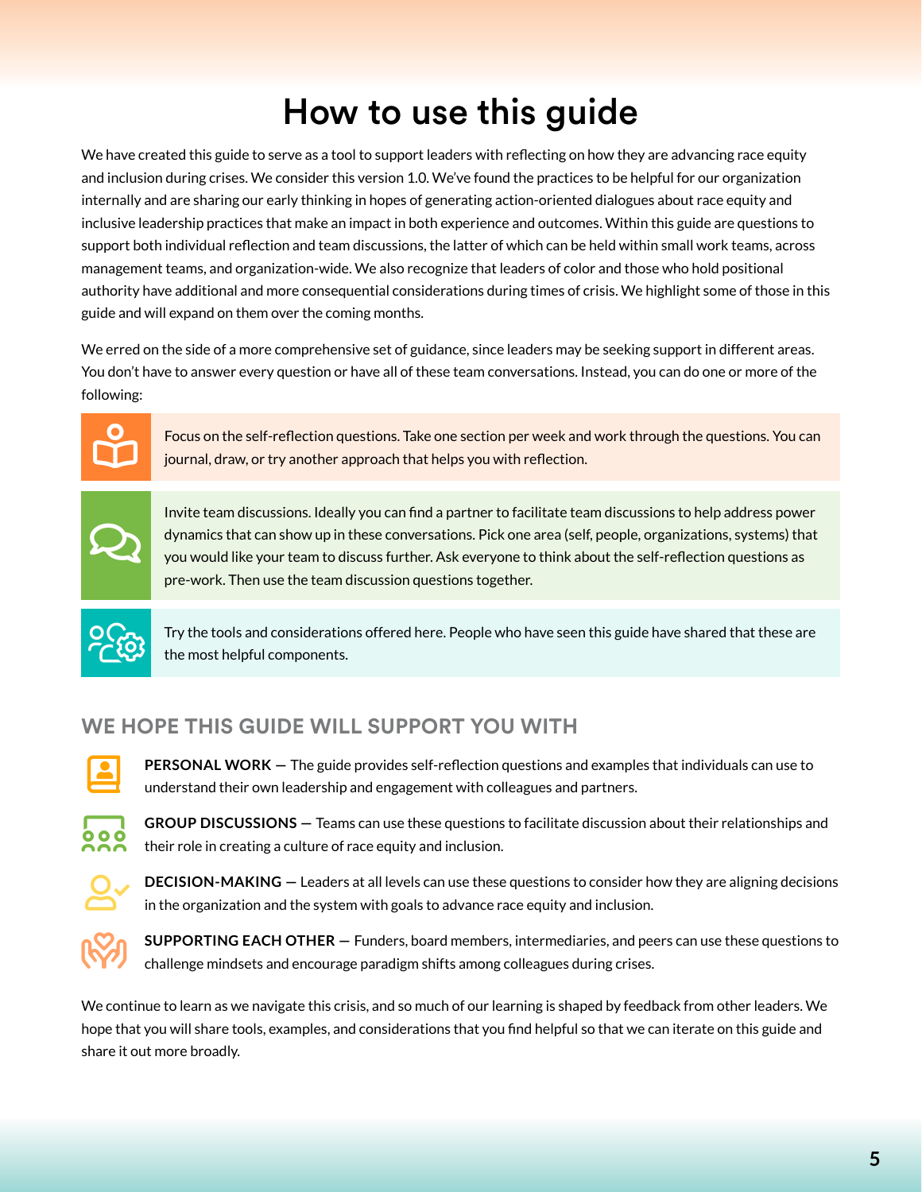# How to use this guide

We have created this guide to serve as a tool to support leaders with reflecting on how they are advancing race equity and inclusion during crises. We consider this version 1.0. We've found the practices to be helpful for our organization internally and are sharing our early thinking in hopes of generating action-oriented dialogues about race equity and inclusive leadership practices that make an impact in both experience and outcomes. Within this guide are questions to support both individual reflection and team discussions, the latter of which can be held within small work teams, across management teams, and organization-wide. We also recognize that leaders of color and those who hold positional authority have additional and more consequential considerations during times of crisis. We highlight some of those in this guide and will expand on them over the coming months.

We erred on the side of a more comprehensive set of guidance, since leaders may be seeking support in different areas. You don't have to answer every question or have all of these team conversations. Instead, you can do one or more of the following:

- Focus on the self-reflection questions. Take one section per week and work through the questions. You can journal, draw, or try another approach that helps you with reflection.
- Invite team discussions. Ideally you can find a partner to facilitate team discussions to help address power dynamics that can show up in these conversations. Pick one area (self, people, organizations, systems) that you would like your team to discuss further. Ask everyone to think about the self-reflection questions as pre-work. Then use the team discussion questions together.
- Try the tools and considerations offered here. People who have seen this guide have shared that these are the most helpful components.

## WE HOPE THIS GUIDE WILL SUPPORT YOU WITH

**PERSONAL WORK** — The guide provides self-reflection questions and examples that individuals can use to understand their own leadership and engagement with colleagues and partners.

**GROUP DISCUSSIONS** — Teams can use these questions to facilitate discussion about their relationships and their role in creating a culture of race equity and inclusion.

**DECISION-MAKING** — Leaders at all levels can use these questions to consider how they are aligning decisions in the organization and the system with goals to advance race equity and inclusion.

**SUPPORTING EACH OTHER** — Funders, board members, intermediaries, and peers can use these questions to challenge mindsets and encourage paradigm shifts among colleagues during crises.

We continue to learn as we navigate this crisis, and so much of our learning is shaped by feedback from other leaders. We hope that you will share tools, examples, and considerations that you find helpful so that we can iterate on this guide and share it out more broadly.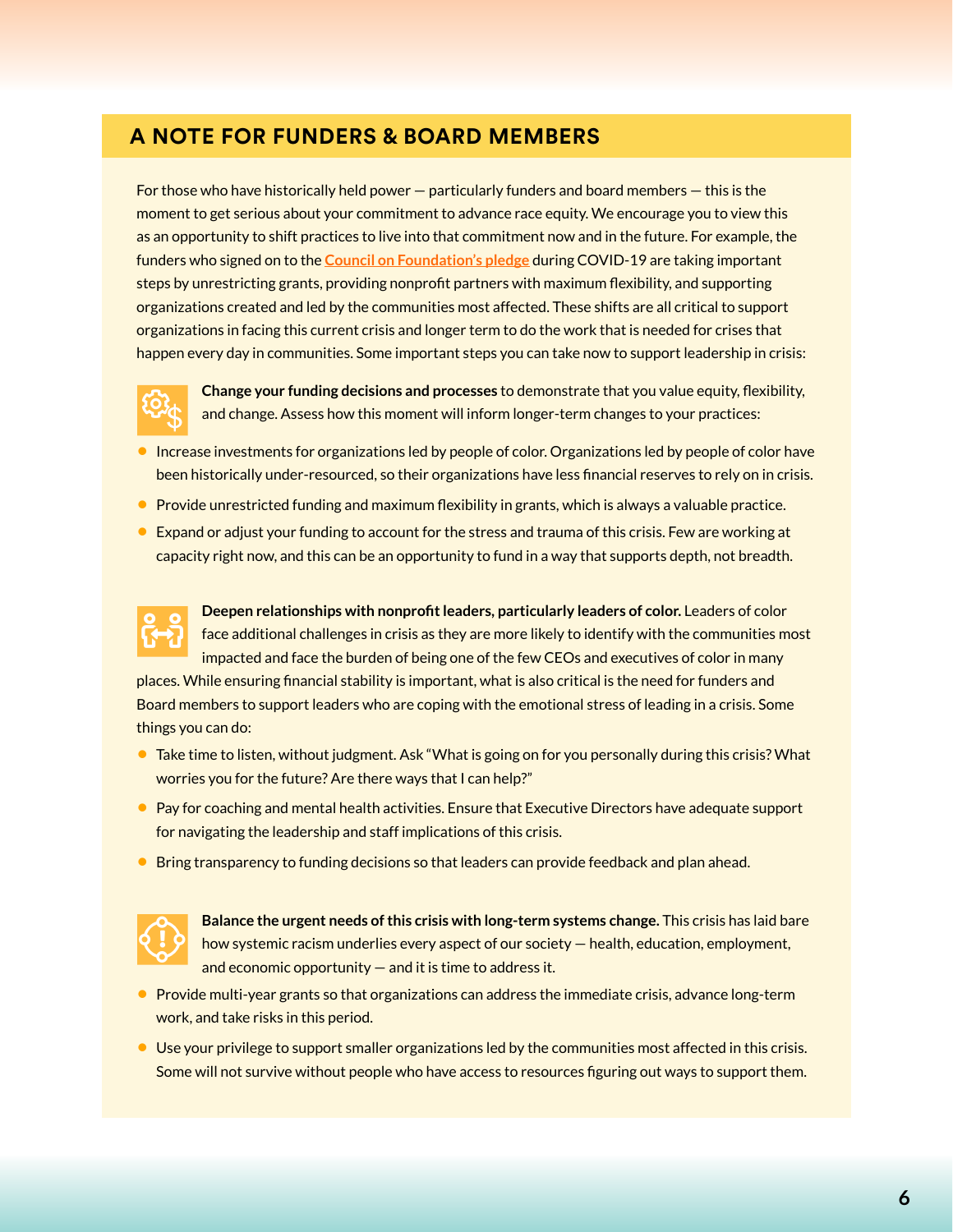## A NOTE FOR FUNDERS & BOARD MEMBERS

For those who have historically held power — particularly funders and board members — this is the moment to get serious about your commitment to advance race equity. We encourage you to view this as an opportunity to shift practices to live into that commitment now and in the future. For example, the funders who signed on to the Council on Foundation's pledge during COVID-19 are taking important steps by unrestricting grants, providing nonprofit partners with maximum flexibility, and supporting organizations created and led by the communities most affected. These shifts are all critical to support organizations in facing this current crisis and longer term to do the work that is needed for crises that happen every day in communities. Some important steps you can take now to support leadership in crisis:

**Change your funding decisions and processes** to demonstrate that you value equity, flexibility, and change. Assess how this moment will inform longer-term changes to your practices:

- Increase investments for organizations led by people of color. Organizations led by people of color have been historically under-resourced, so their organizations have less financial reserves to rely on in crisis.
- Provide unrestricted funding and maximum flexibility in grants, which is always a valuable practice.
- Expand or adjust your funding to account for the stress and trauma of this crisis. Few are working at capacity right now, and this can be an opportunity to fund in a way that supports depth, not breadth.

**Deepen relationships with nonprofit leaders, particularly leaders of color.** Leaders of color face additional challenges in crisis as they are more likely to identify with the communities most impacted and face the burden of being one of the few CEOs and executives of color in many places. While ensuring financial stability is important, what is also critical is the need for funders and Board members to support leaders who are coping with the emotional stress of leading in a crisis. Some things you can do:

- Take time to listen, without judgment. Ask "What is going on for you personally during this crisis? What worries you for the future? Are there ways that I can help?"
- Pay for coaching and mental health activities. Ensure that Executive Directors have adequate support for navigating the leadership and staff implications of this crisis.
- Bring transparency to funding decisions so that leaders can provide feedback and plan ahead.

**Balance the urgent needs of this crisis with long-term systems change.** This crisis has laid bare how systemic racism underlies every aspect of our society — health, education, employment, and economic opportunity — and it is time to address it.

- Provide multi-year grants so that organizations can address the immediate crisis, advance long-term work, and take risks in this period.
- Use your privilege to support smaller organizations led by the communities most affected in this crisis. Some will not survive without people who have access to resources figuring out ways to support them.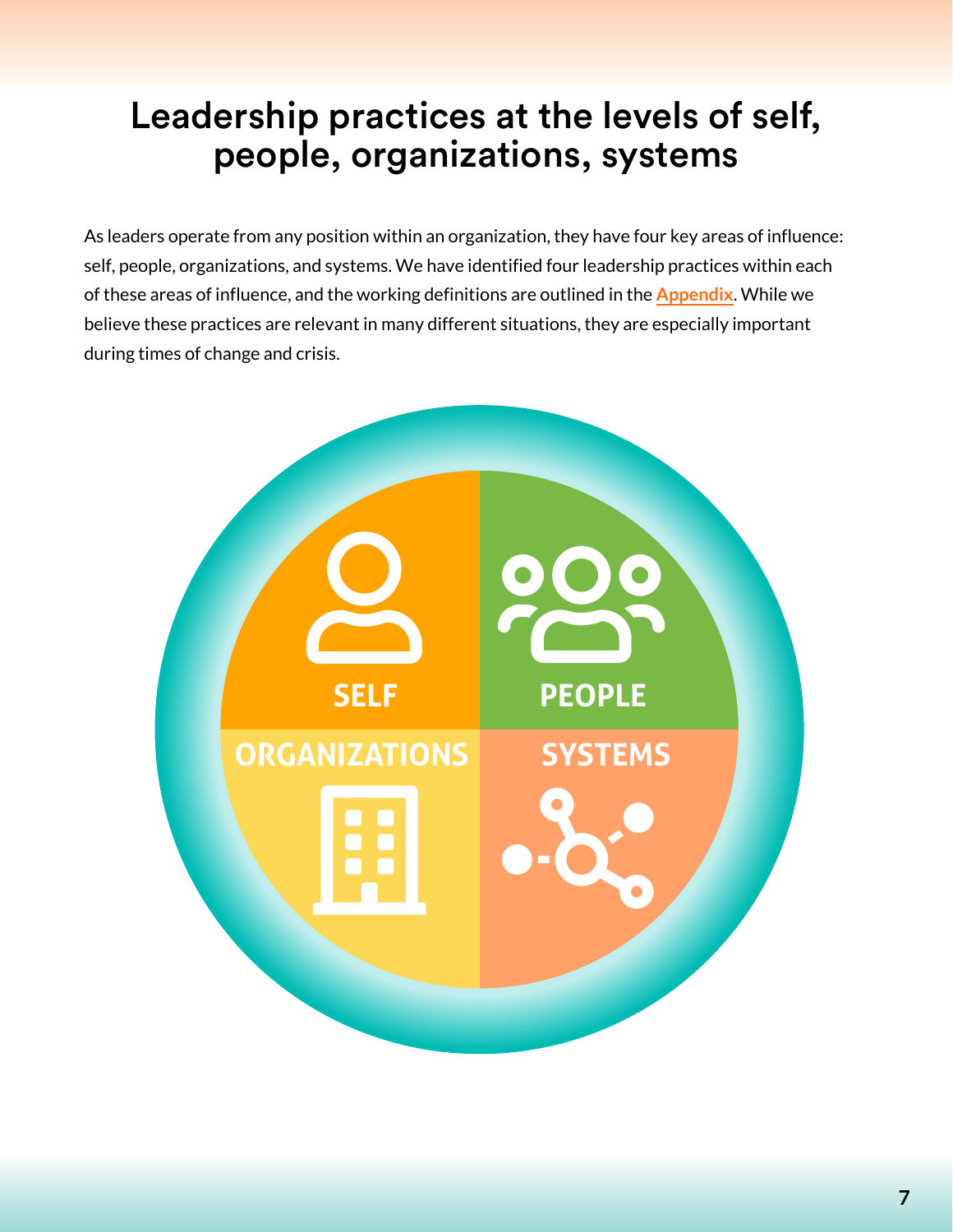# Leadership practices at the levels of self, people, organizations, systems

As leaders operate from any position within an organization, they have four key areas of influence: self, people, organizations, and systems. We have identified four leadership practices within each of these areas of influence, and the working definitions are outlined in the **Appendix**. While we believe these practices are relevant in many different situations, they are especially important during times of change and crisis.

SELF

PEOPLE

ORGANIZATIONS

SYSTEMS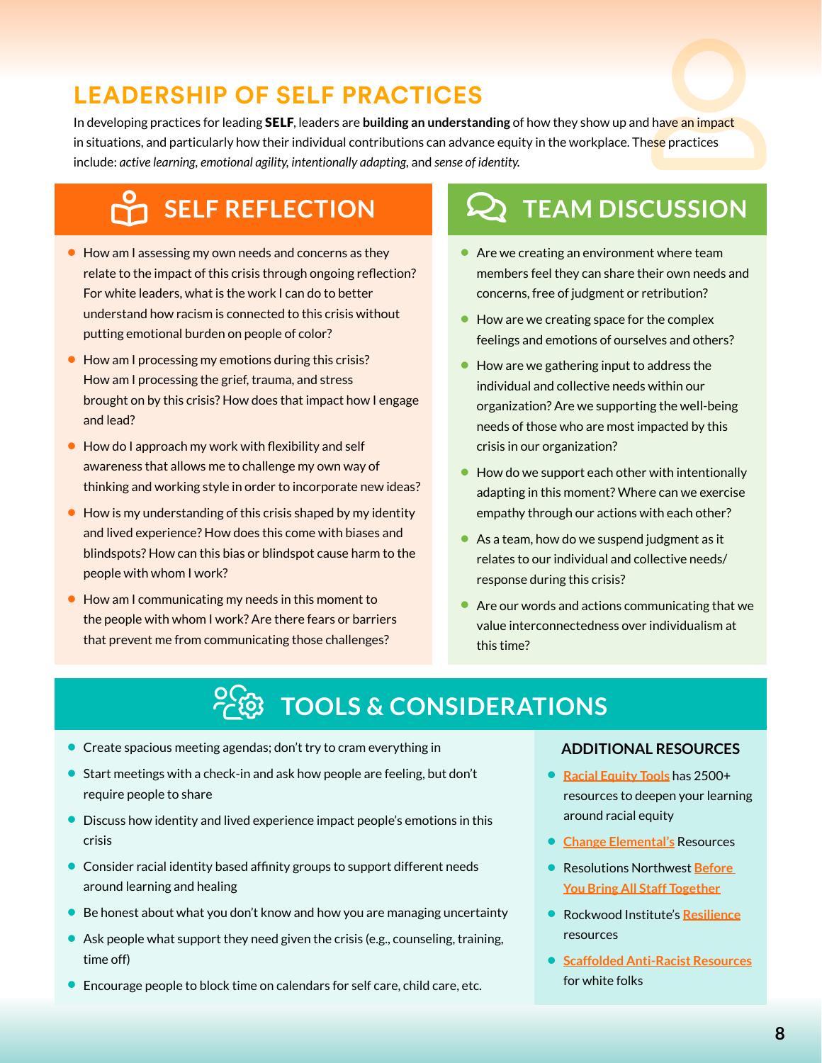# LEADERSHIP OF SELF PRACTICES

In developing practices for leading **SELF**, leaders are **building an understanding** of how they show up and have an impact in situations, and particularly how their individual contributions can advance equity in the workplace. These practices include: *active learning, emotional agility, intentionally adapting*, and *sense of identity.*

## SELF REFLECTION

- How am I assessing my own needs and concerns as they relate to the impact of this crisis through ongoing reflection? For white leaders, what is the work I can do to better understand how racism is connected to this crisis without putting emotional burden on people of color?
- How am I processing my emotions during this crisis? How am I processing the grief, trauma, and stress brought on by this crisis? How does that impact how I engage and lead?
- How do I approach my work with flexibility and self awareness that allows me to challenge my own way of thinking and working style in order to incorporate new ideas?
- How is my understanding of this crisis shaped by my identity and lived experience? How does this come with biases and blindspots? How can this bias or blindspot cause harm to the people with whom I work?
- How am I communicating my needs in this moment to the people with whom I work? Are there fears or barriers that prevent me from communicating those challenges?

## TEAM DISCUSSION

- Are we creating an environment where team members feel they can share their own needs and concerns, free of judgment or retribution?
- How are we creating space for the complex feelings and emotions of ourselves and others?
- How are we gathering input to address the individual and collective needs within our organization? Are we supporting the well-being needs of those who are most impacted by this crisis in our organization?
- How do we support each other with intentionally adapting in this moment? Where can we exercise empathy through our actions with each other?
- As a team, how do we suspend judgment as it relates to our individual and collective needs/ response during this crisis?
- Are our words and actions communicating that we value interconnectedness over individualism at this time?

## TOOLS & CONSIDERATIONS

- Create spacious meeting agendas; don't try to cram everything in
- Start meetings with a check-in and ask how people are feeling, but don't require people to share
- Discuss how identity and lived experience impact people's emotions in this crisis
- Consider racial identity based affinity groups to support different needs around learning and healing
- Be honest about what you don't know and how you are managing uncertainty
- Ask people what support they need given the crisis (e.g., counseling, training, time off)
- Encourage people to block time on calendars for self care, child care, etc.

### ADDITIONAL RESOURCES

- Racial Equity Tools has 2500+ resources to deepen your learning around racial equity
- Change Elemental's Resources
- Resolutions Northwest Before You Bring All Staff Together
- Rockwood Institute's Resilience resources
- Scaffolded Anti-Racist Resources for white folks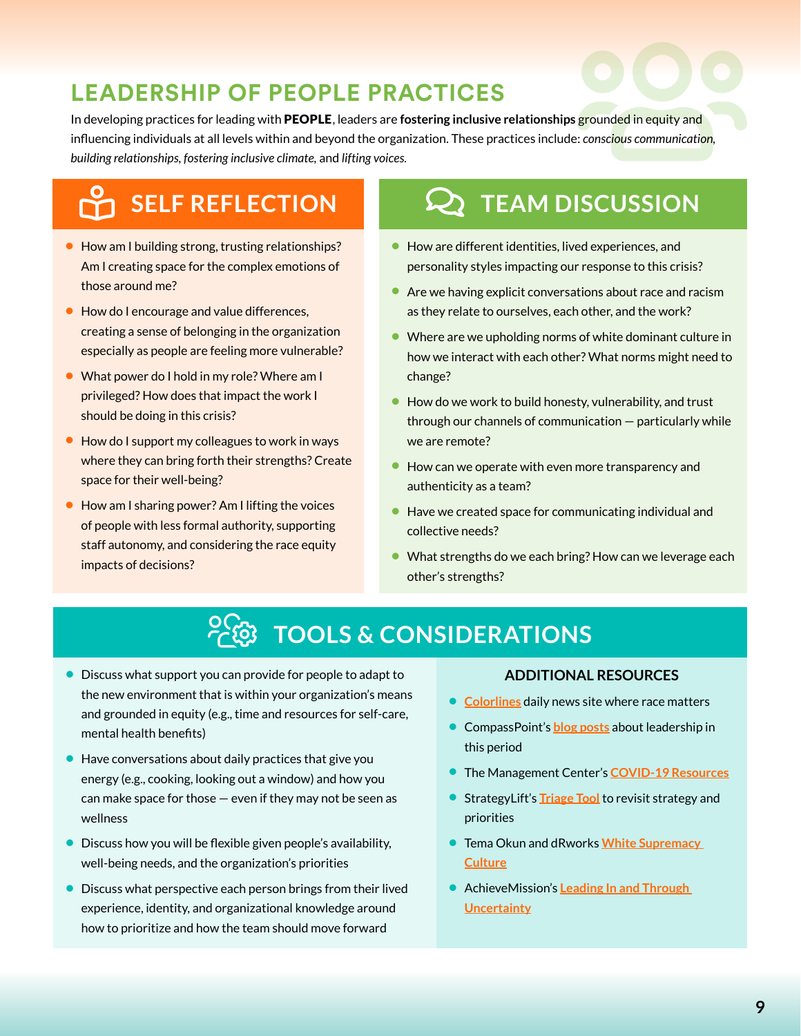# LEADERSHIP OF PEOPLE PRACTICES

In developing practices for leading with **PEOPLE**, leaders are **fostering inclusive relationships** grounded in equity and influencing individuals at all levels within and beyond the organization. These practices include: *conscious communication, building relationships, fostering inclusive climate,* and *lifting voices.*

## SELF REFLECTION

- How am I building strong, trusting relationships? Am I creating space for the complex emotions of those around me?
- How do I encourage and value differences, creating a sense of belonging in the organization especially as people are feeling more vulnerable?
- What power do I hold in my role? Where am I privileged? How does that impact the work I should be doing in this crisis?
- How do I support my colleagues to work in ways where they can bring forth their strengths? Create space for their well-being?
- How am I sharing power? Am I lifting the voices of people with less formal authority, supporting staff autonomy, and considering the race equity impacts of decisions?

## TEAM DISCUSSION

- How are different identities, lived experiences, and personality styles impacting our response to this crisis?
- Are we having explicit conversations about race and racism as they relate to ourselves, each other, and the work?
- Where are we upholding norms of white dominant culture in how we interact with each other? What norms might need to change?
- How do we work to build honesty, vulnerability, and trust through our channels of communication — particularly while we are remote?
- How can we operate with even more transparency and authenticity as a team?
- Have we created space for communicating individual and collective needs?
- What strengths do we each bring? How can we leverage each other's strengths?

## TOOLS & CONSIDERATIONS

- Discuss what support you can provide for people to adapt to the new environment that is within your organization's means and grounded in equity (e.g., time and resources for self-care, mental health benefits)
- Have conversations about daily practices that give you energy (e.g., cooking, looking out a window) and how you can make space for those — even if they may not be seen as wellness
- Discuss how you will be flexible given people's availability, well-being needs, and the organization's priorities
- Discuss what perspective each person brings from their lived experience, identity, and organizational knowledge around how to prioritize and how the team should move forward

### ADDITIONAL RESOURCES

- Colorlines daily news site where race matters
- CompassPoint's blog posts about leadership in this period
- The Management Center's COVID-19 Resources
- StrategyLift's Triage Tool to revisit strategy and priorities
- Tema Okun and dRworks White Supremacy Culture
- AchieveMission's Leading In and Through Uncertainty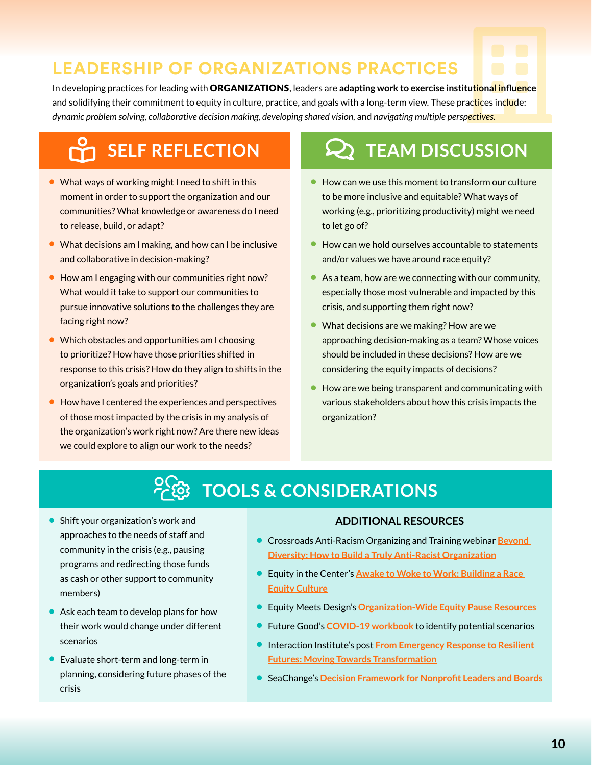# LEADERSHIP OF ORGANIZATIONS PRACTICES

In developing practices for leading with **ORGANIZATIONS**, leaders are **adapting work to exercise institutional influence** and solidifying their commitment to equity in culture, practice, and goals with a long-term view. These practices include: *dynamic problem solving*, *collaborative decision making*, *developing shared vision*, and *navigating multiple perspectives.*

## SELF REFLECTION

- What ways of working might I need to shift in this moment in order to support the organization and our communities? What knowledge or awareness do I need to release, build, or adapt?
- What decisions am I making, and how can I be inclusive and collaborative in decision-making?
- How am I engaging with our communities right now? What would it take to support our communities to pursue innovative solutions to the challenges they are facing right now?
- Which obstacles and opportunities am I choosing to prioritize? How have those priorities shifted in response to this crisis? How do they align to shifts in the organization's goals and priorities?
- How have I centered the experiences and perspectives of those most impacted by the crisis in my analysis of the organization's work right now? Are there new ideas we could explore to align our work to the needs?

## TEAM DISCUSSION

- How can we use this moment to transform our culture to be more inclusive and equitable? What ways of working (e.g., prioritizing productivity) might we need to let go of?
- How can we hold ourselves accountable to statements and/or values we have around race equity?
- As a team, how are we connecting with our community, especially those most vulnerable and impacted by this crisis, and supporting them right now?
- What decisions are we making? How are we approaching decision-making as a team? Whose voices should be included in these decisions? How are we considering the equity impacts of decisions?
- How are we being transparent and communicating with various stakeholders about how this crisis impacts the organization?

## TOOLS & CONSIDERATIONS

- Shift your organization's work and approaches to the needs of staff and community in the crisis (e.g., pausing programs and redirecting those funds as cash or other support to community members)
- Ask each team to develop plans for how their work would change under different scenarios
- Evaluate short-term and long-term in planning, considering future phases of the crisis

### ADDITIONAL RESOURCES

- Crossroads Anti-Racism Organizing and Training webinar Beyond Diversity: How to Build a Truly Anti-Racist Organization
- Equity in the Center's Awake to Woke to Work: Building a Race Equity Culture
- Equity Meets Design's Organization-Wide Equity Pause Resources
- Future Good's COVID-19 workbook to identify potential scenarios
- Interaction Institute's post From Emergency Response to Resilient Futures: Moving Towards Transformation
- SeaChange's Decision Framework for Nonprofit Leaders and Boards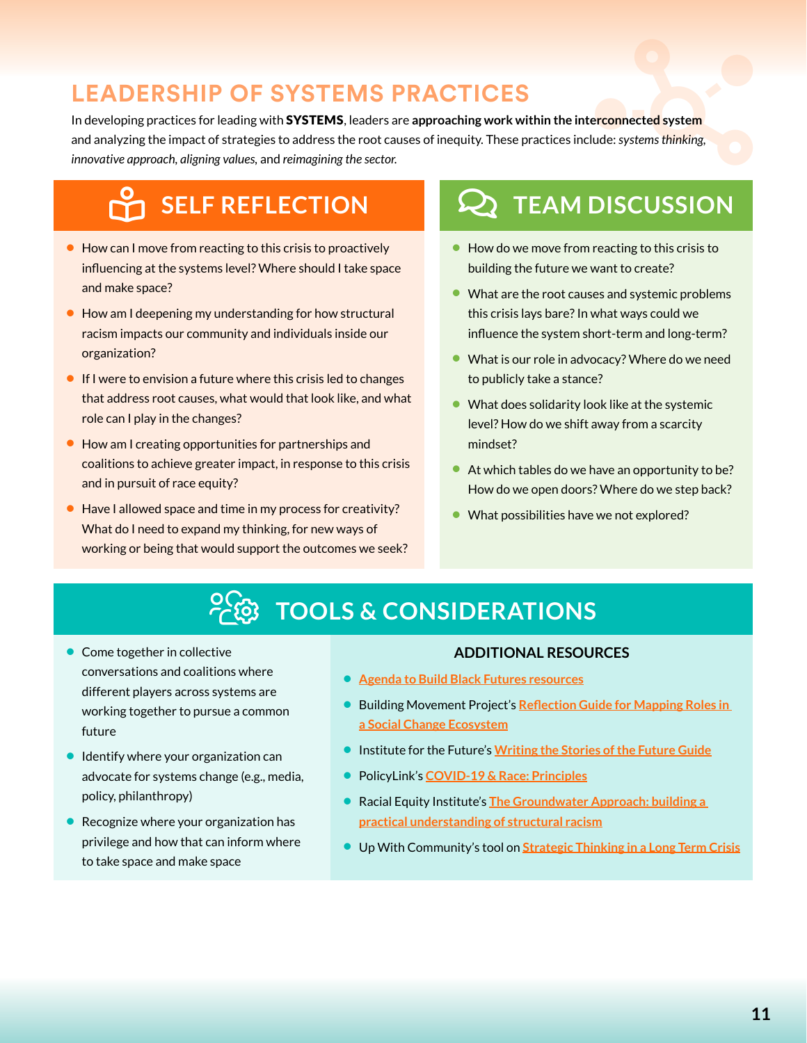# LEADERSHIP OF SYSTEMS PRACTICES

In developing practices for leading with **SYSTEMS**, leaders are **approaching work within the interconnected system** and analyzing the impact of strategies to address the root causes of inequity. These practices include: *systems thinking, innovative approach, aligning values,* and *reimagining the sector.*

## SELF REFLECTION

- How can I move from reacting to this crisis to proactively influencing at the systems level? Where should I take space and make space?
- How am I deepening my understanding for how structural racism impacts our community and individuals inside our organization?
- If I were to envision a future where this crisis led to changes that address root causes, what would that look like, and what role can I play in the changes?
- How am I creating opportunities for partnerships and coalitions to achieve greater impact, in response to this crisis and in pursuit of race equity?
- Have I allowed space and time in my process for creativity? What do I need to expand my thinking, for new ways of working or being that would support the outcomes we seek?

## TEAM DISCUSSION

- How do we move from reacting to this crisis to building the future we want to create?
- What are the root causes and systemic problems this crisis lays bare? In what ways could we influence the system short-term and long-term?
- What is our role in advocacy? Where do we need to publicly take a stance?
- What does solidarity look like at the systemic level? How do we shift away from a scarcity mindset?
- At which tables do we have an opportunity to be? How do we open doors? Where do we step back?
- What possibilities have we not explored?

## TOOLS & CONSIDERATIONS

- Come together in collective conversations and coalitions where different players across systems are working together to pursue a common future
- Identify where your organization can advocate for systems change (e.g., media, policy, philanthropy)
- Recognize where your organization has privilege and how that can inform where to take space and make space

### ADDITIONAL RESOURCES

- Agenda to Build Black Futures resources
- Building Movement Project's Reflection Guide for Mapping Roles in a Social Change Ecosystem
- Institute for the Future's Writing the Stories of the Future Guide
- PolicyLink's COVID-19 & Race: Principles
- Racial Equity Institute's The Groundwater Approach: building a practical understanding of structural racism
- Up With Community's tool on Strategic Thinking in a Long Term Crisis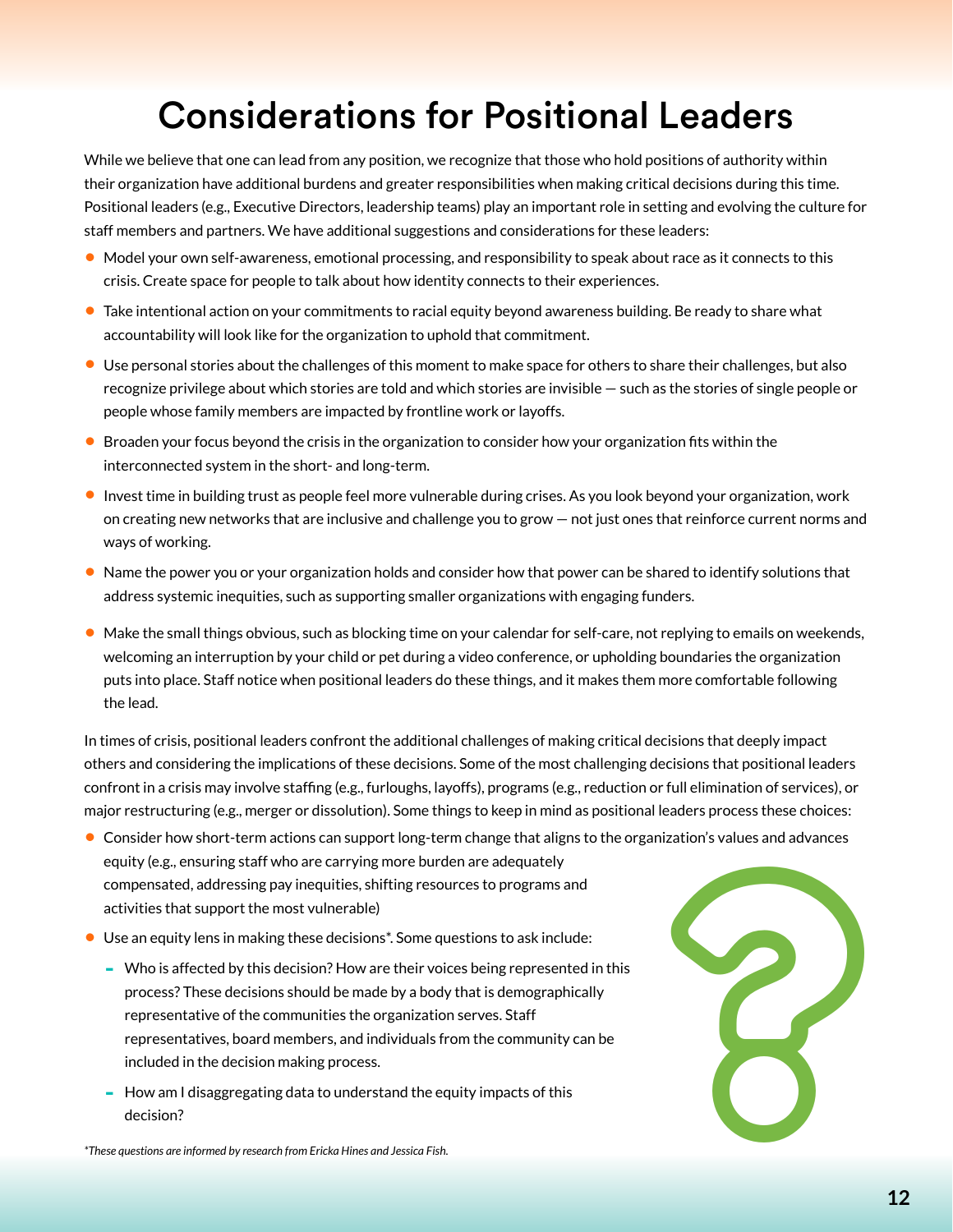# Considerations for Positional Leaders

While we believe that one can lead from any position, we recognize that those who hold positions of authority within their organization have additional burdens and greater responsibilities when making critical decisions during this time. Positional leaders (e.g., Executive Directors, leadership teams) play an important role in setting and evolving the culture for staff members and partners. We have additional suggestions and considerations for these leaders:

- Model your own self-awareness, emotional processing, and responsibility to speak about race as it connects to this crisis. Create space for people to talk about how identity connects to their experiences.
- Take intentional action on your commitments to racial equity beyond awareness building. Be ready to share what accountability will look like for the organization to uphold that commitment.
- Use personal stories about the challenges of this moment to make space for others to share their challenges, but also recognize privilege about which stories are told and which stories are invisible — such as the stories of single people or people whose family members are impacted by frontline work or layoffs.
- Broaden your focus beyond the crisis in the organization to consider how your organization fits within the interconnected system in the short- and long-term.
- Invest time in building trust as people feel more vulnerable during crises. As you look beyond your organization, work on creating new networks that are inclusive and challenge you to grow — not just ones that reinforce current norms and ways of working.
- Name the power you or your organization holds and consider how that power can be shared to identify solutions that address systemic inequities, such as supporting smaller organizations with engaging funders.
- Make the small things obvious, such as blocking time on your calendar for self-care, not replying to emails on weekends, welcoming an interruption by your child or pet during a video conference, or upholding boundaries the organization puts into place. Staff notice when positional leaders do these things, and it makes them more comfortable following the lead.

In times of crisis, positional leaders confront the additional challenges of making critical decisions that deeply impact others and considering the implications of these decisions. Some of the most challenging decisions that positional leaders confront in a crisis may involve staffing (e.g., furloughs, layoffs), programs (e.g., reduction or full elimination of services), or major restructuring (e.g., merger or dissolution). Some things to keep in mind as positional leaders process these choices:

- Consider how short-term actions can support long-term change that aligns to the organization's values and advances equity (e.g., ensuring staff who are carrying more burden are adequately compensated, addressing pay inequities, shifting resources to programs and activities that support the most vulnerable)
- Use an equity lens in making these decisions*. Some questions to ask include:
  - Who is affected by this decision? How are their voices being represented in this process? These decisions should be made by a body that is demographically representative of the communities the organization serves. Staff representatives, board members, and individuals from the community can be included in the decision making process.
  - How am I disaggregating data to understand the equity impacts of this decision?

*These questions are informed by research from Ericka Hines and Jessica Fish.*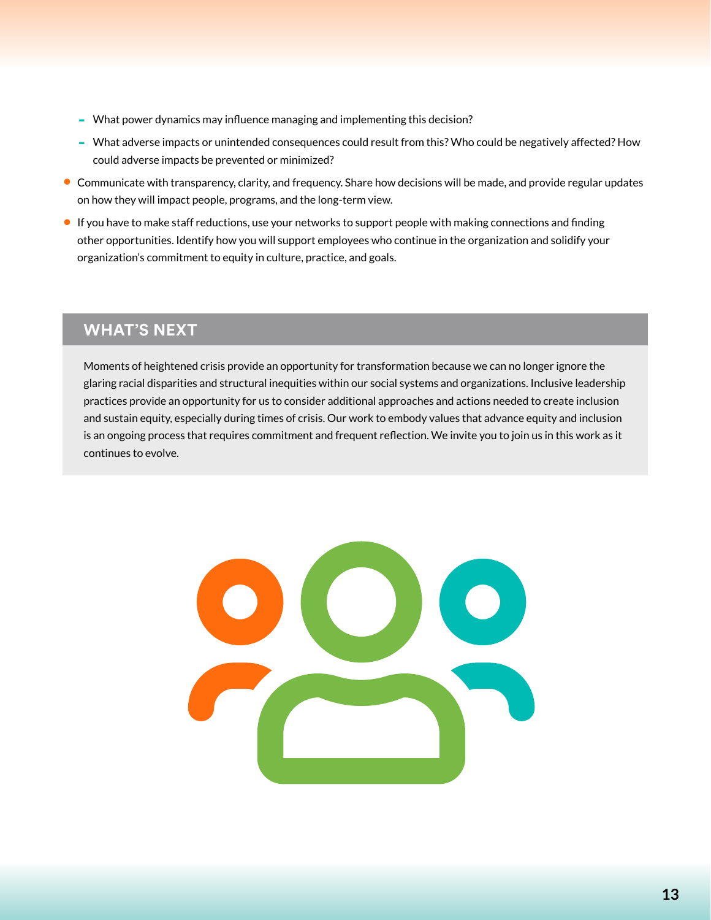- What power dynamics may influence managing and implementing this decision?
  - What adverse impacts or unintended consequences could result from this? Who could be negatively affected? How could adverse impacts be prevented or minimized?
- Communicate with transparency, clarity, and frequency. Share how decisions will be made, and provide regular updates on how they will impact people, programs, and the long-term view.
- If you have to make staff reductions, use your networks to support people with making connections and finding other opportunities. Identify how you will support employees who continue in the organization and solidify your organization's commitment to equity in culture, practice, and goals.

## WHAT'S NEXT

Moments of heightened crisis provide an opportunity for transformation because we can no longer ignore the glaring racial disparities and structural inequities within our social systems and organizations. Inclusive leadership practices provide an opportunity for us to consider additional approaches and actions needed to create inclusion and sustain equity, especially during times of crisis. Our work to embody values that advance equity and inclusion is an ongoing process that requires commitment and frequent reflection. We invite you to join us in this work as it continues to evolve.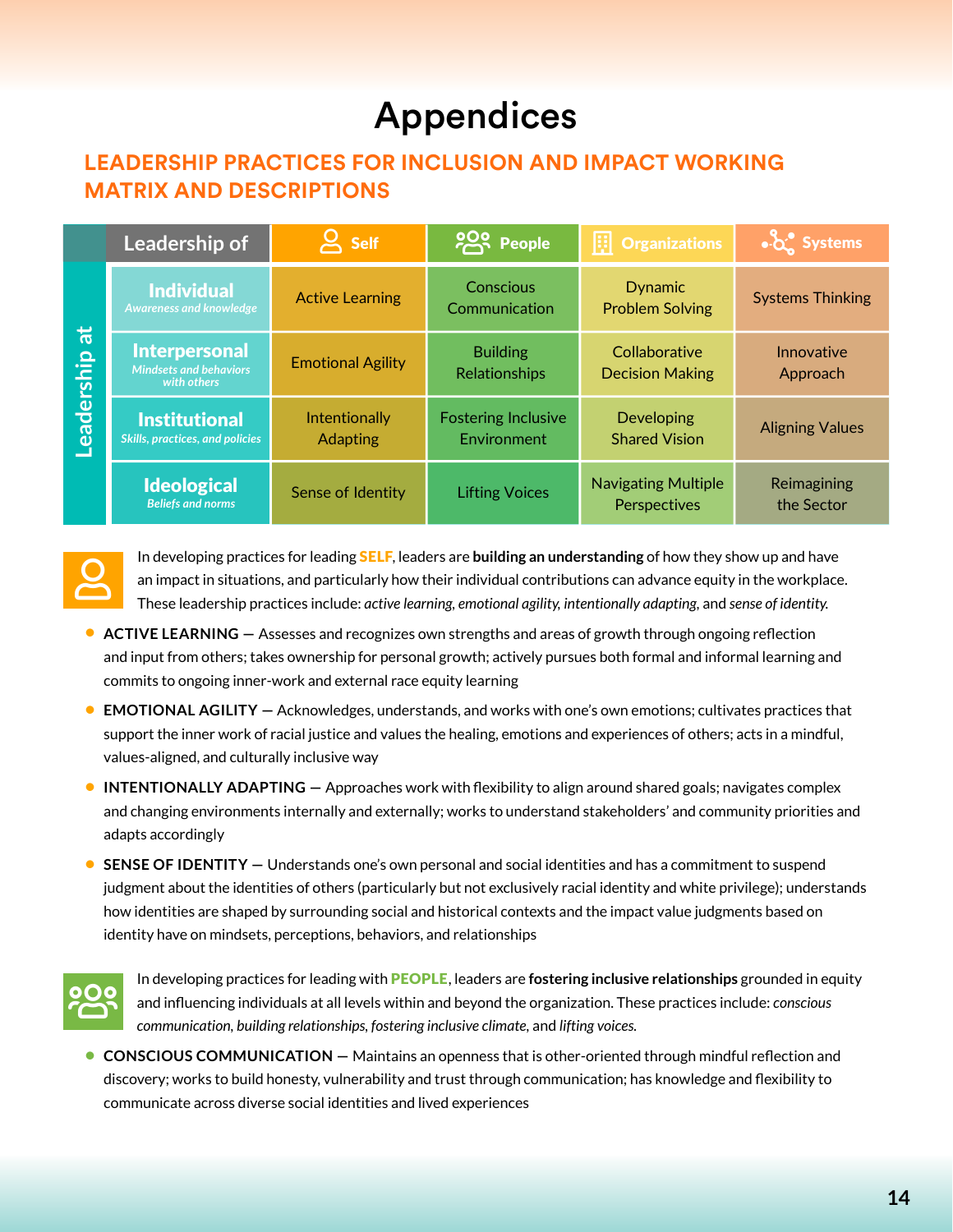# Appendices

## LEADERSHIP PRACTICES FOR INCLUSION AND IMPACT WORKING MATRIX AND DESCRIPTIONS

| Leadership at / Leadership of | Self | People | Organizations | Systems |
|---|---|---|---|---|
| **Individual** *Awareness and knowledge* | Active Learning | Conscious Communication | Dynamic Problem Solving | Systems Thinking |
| **Interpersonal** *Mindsets and behaviors with others* | Emotional Agility | Building Relationships | Collaborative Decision Making | Innovative Approach |
| **Institutional** *Skills, practices, and policies* | Intentionally Adapting | Fostering Inclusive Environment | Developing Shared Vision | Aligning Values |
| **Ideological** *Beliefs and norms* | Sense of Identity | Lifting Voices | Navigating Multiple Perspectives | Reimagining the Sector |

In developing practices for leading **SELF**, leaders are **building an understanding** of how they show up and have an impact in situations, and particularly how their individual contributions can advance equity in the workplace. These leadership practices include: *active learning, emotional agility, intentionally adapting,* and *sense of identity.*

- **ACTIVE LEARNING** — Assesses and recognizes own strengths and areas of growth through ongoing reflection and input from others; takes ownership for personal growth; actively pursues both formal and informal learning and commits to ongoing inner-work and external race equity learning
- **EMOTIONAL AGILITY** — Acknowledges, understands, and works with one's own emotions; cultivates practices that support the inner work of racial justice and values the healing, emotions and experiences of others; acts in a mindful, values-aligned, and culturally inclusive way
- **INTENTIONALLY ADAPTING** — Approaches work with flexibility to align around shared goals; navigates complex and changing environments internally and externally; works to understand stakeholders' and community priorities and adapts accordingly
- **SENSE OF IDENTITY** — Understands one's own personal and social identities and has a commitment to suspend judgment about the identities of others (particularly but not exclusively racial identity and white privilege); understands how identities are shaped by surrounding social and historical contexts and the impact value judgments based on identity have on mindsets, perceptions, behaviors, and relationships

In developing practices for leading with **PEOPLE**, leaders are **fostering inclusive relationships** grounded in equity and influencing individuals at all levels within and beyond the organization. These practices include: *conscious communication, building relationships, fostering inclusive climate,* and *lifting voices.*

- **CONSCIOUS COMMUNICATION** — Maintains an openness that is other-oriented through mindful reflection and discovery; works to build honesty, vulnerability and trust through communication; has knowledge and flexibility to communicate across diverse social identities and lived experiences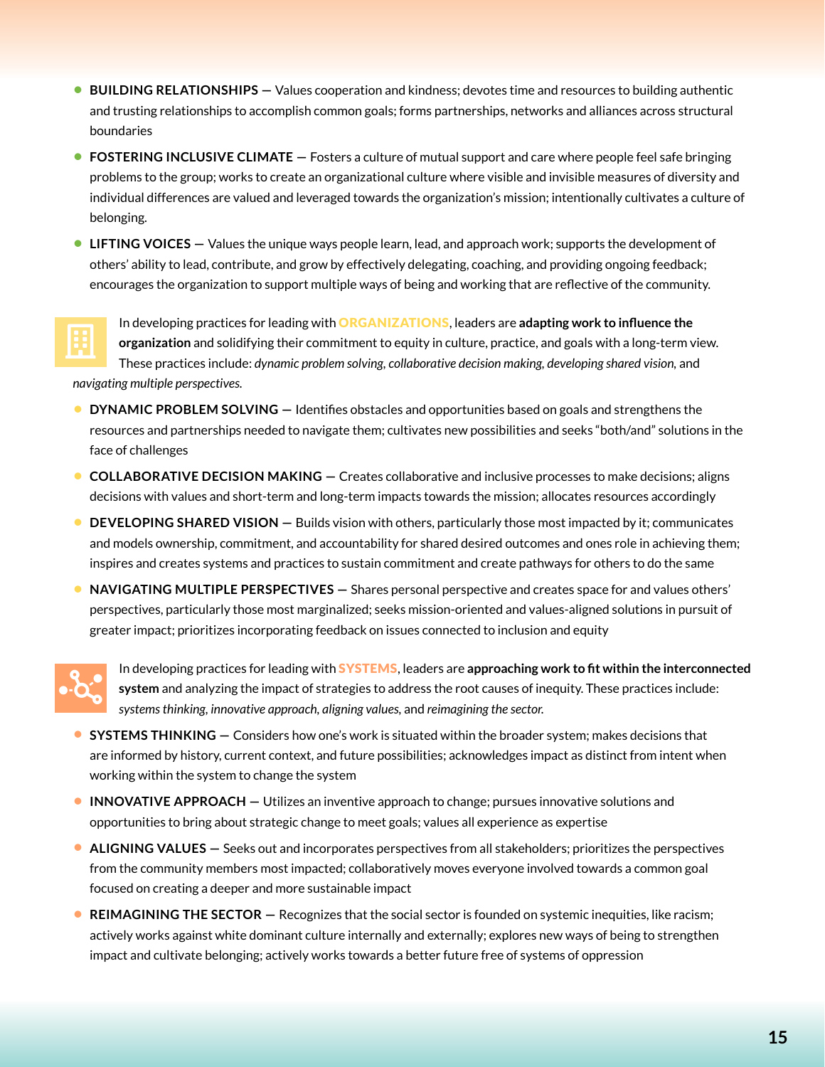- **BUILDING RELATIONSHIPS** — Values cooperation and kindness; devotes time and resources to building authentic and trusting relationships to accomplish common goals; forms partnerships, networks and alliances across structural boundaries
- **FOSTERING INCLUSIVE CLIMATE** — Fosters a culture of mutual support and care where people feel safe bringing problems to the group; works to create an organizational culture where visible and invisible measures of diversity and individual differences are valued and leveraged towards the organization's mission; intentionally cultivates a culture of belonging.
- **LIFTING VOICES** — Values the unique ways people learn, lead, and approach work; supports the development of others' ability to lead, contribute, and grow by effectively delegating, coaching, and providing ongoing feedback; encourages the organization to support multiple ways of being and working that are reflective of the community.

In developing practices for leading with **ORGANIZATIONS**, leaders are **adapting work to influence the organization** and solidifying their commitment to equity in culture, practice, and goals with a long-term view. These practices include: *dynamic problem solving, collaborative decision making, developing shared vision,* and *navigating multiple perspectives.*

- **DYNAMIC PROBLEM SOLVING** — Identifies obstacles and opportunities based on goals and strengthens the resources and partnerships needed to navigate them; cultivates new possibilities and seeks "both/and" solutions in the face of challenges
- **COLLABORATIVE DECISION MAKING** — Creates collaborative and inclusive processes to make decisions; aligns decisions with values and short-term and long-term impacts towards the mission; allocates resources accordingly
- **DEVELOPING SHARED VISION** — Builds vision with others, particularly those most impacted by it; communicates and models ownership, commitment, and accountability for shared desired outcomes and ones role in achieving them; inspires and creates systems and practices to sustain commitment and create pathways for others to do the same
- **NAVIGATING MULTIPLE PERSPECTIVES** — Shares personal perspective and creates space for and values others' perspectives, particularly those most marginalized; seeks mission-oriented and values-aligned solutions in pursuit of greater impact; prioritizes incorporating feedback on issues connected to inclusion and equity

In developing practices for leading with **SYSTEMS**, leaders are **approaching work to fit within the interconnected system** and analyzing the impact of strategies to address the root causes of inequity. These practices include: *systems thinking, innovative approach, aligning values,* and *reimagining the sector.*

- **SYSTEMS THINKING** — Considers how one's work is situated within the broader system; makes decisions that are informed by history, current context, and future possibilities; acknowledges impact as distinct from intent when working within the system to change the system
- **INNOVATIVE APPROACH** — Utilizes an inventive approach to change; pursues innovative solutions and opportunities to bring about strategic change to meet goals; values all experience as expertise
- **ALIGNING VALUES** — Seeks out and incorporates perspectives from all stakeholders; prioritizes the perspectives from the community members most impacted; collaboratively moves everyone involved towards a common goal focused on creating a deeper and more sustainable impact
- **REIMAGINING THE SECTOR** — Recognizes that the social sector is founded on systemic inequities, like racism; actively works against white dominant culture internally and externally; explores new ways of being to strengthen impact and cultivate belonging; actively works towards a better future free of systems of oppression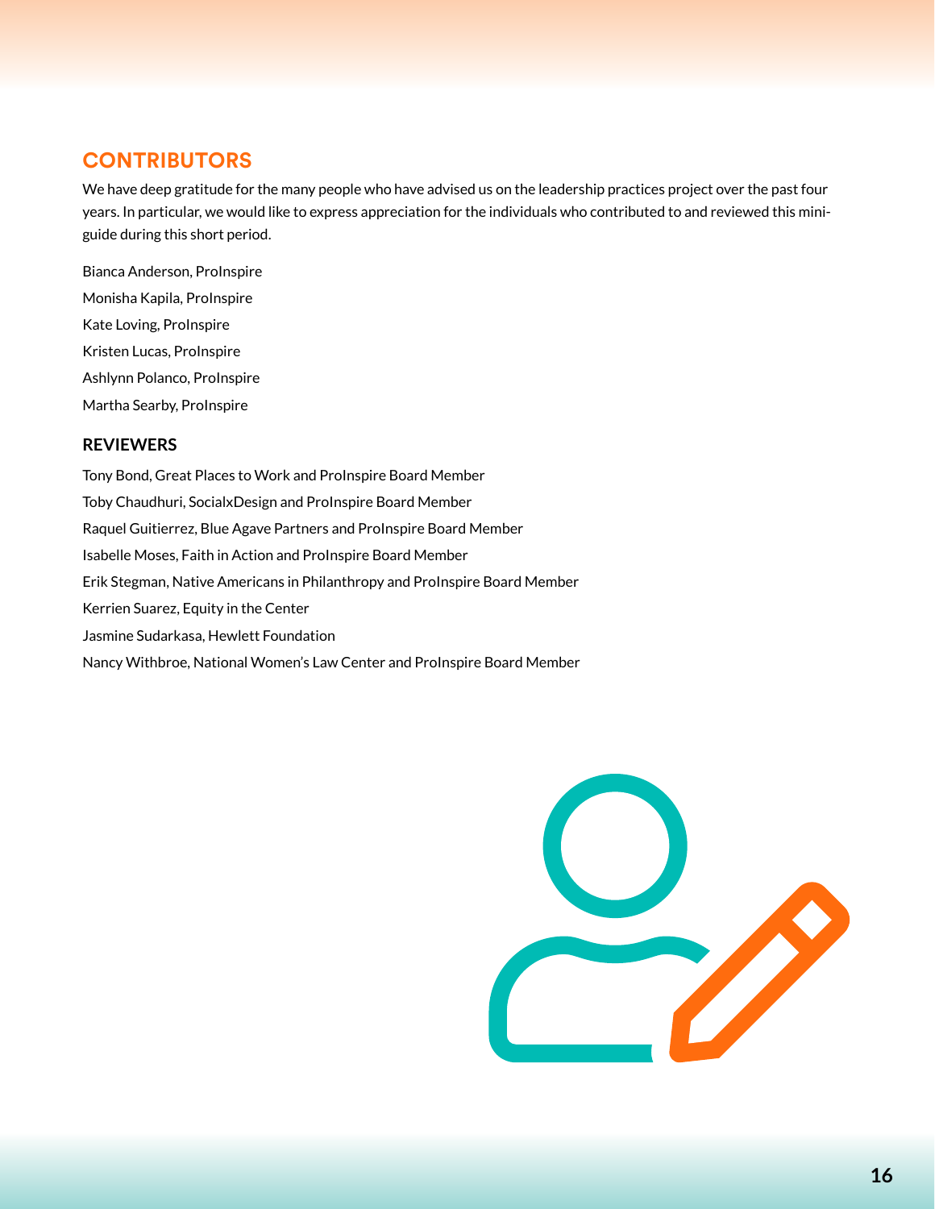## CONTRIBUTORS

We have deep gratitude for the many people who have advised us on the leadership practices project over the past four years. In particular, we would like to express appreciation for the individuals who contributed to and reviewed this mini-guide during this short period.

Bianca Anderson, ProInspire

Monisha Kapila, ProInspire

Kate Loving, ProInspire

Kristen Lucas, ProInspire

Ashlynn Polanco, ProInspire

Martha Searby, ProInspire

### REVIEWERS

Tony Bond, Great Places to Work and ProInspire Board Member

Toby Chaudhuri, SocialxDesign and ProInspire Board Member

Raquel Guitierrez, Blue Agave Partners and ProInspire Board Member

Isabelle Moses, Faith in Action and ProInspire Board Member

Erik Stegman, Native Americans in Philanthropy and ProInspire Board Member

Kerrien Suarez, Equity in the Center

Jasmine Sudarkasa, Hewlett Foundation

Nancy Withbroe, National Women's Law Center and ProInspire Board Member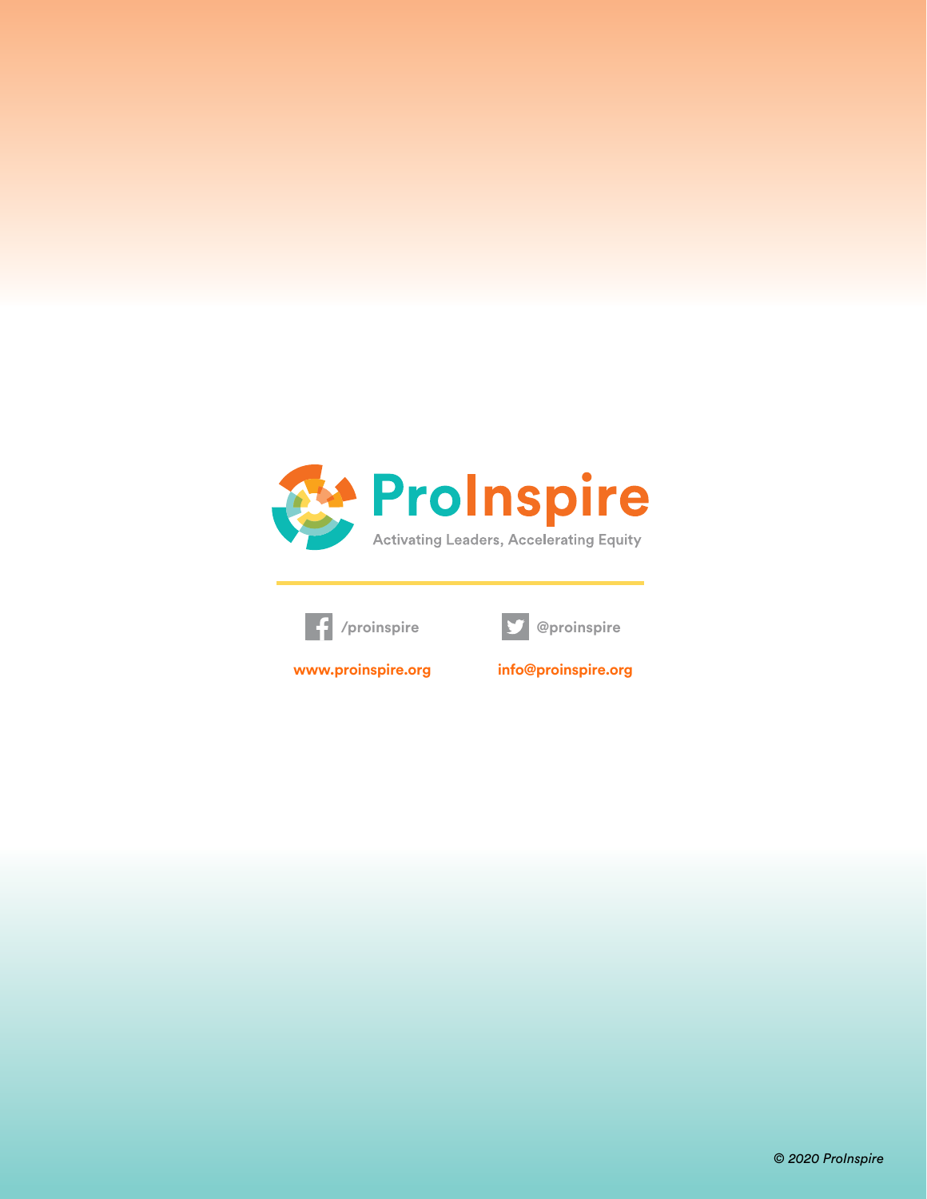ProInspire

Activating Leaders, Accelerating Equity

/proinspire

@proinspire

www.proinspire.org

info@proinspire.org

*© 2020 ProInspire*